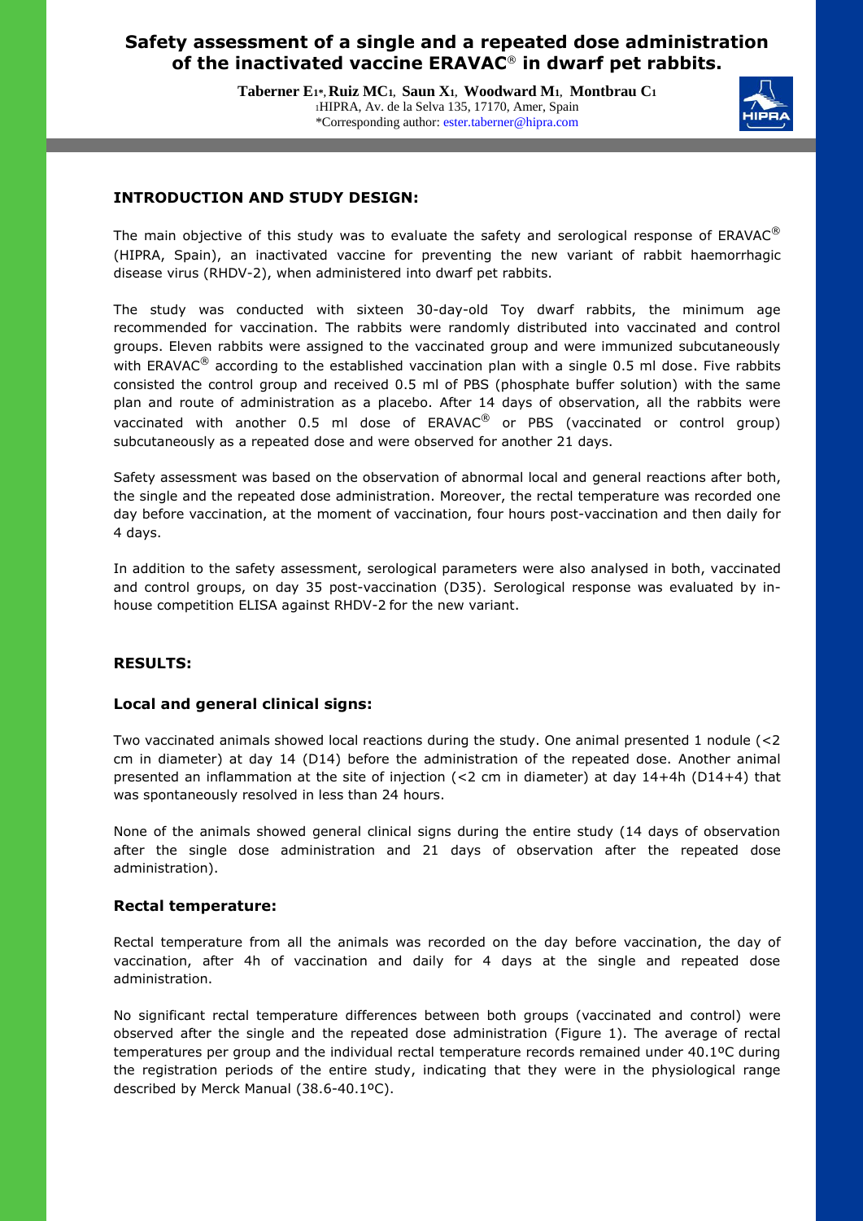# Safety assessment of a single and a repeated dose administration of the inactivated vaccine ERAVAC® in dwarf pet rabbits.

**Taberner E[1*], Ruiz MC[1], Saun X[1], Woodward M[1], Montbrau C[1]**

[1]HIPRA, Av. de la Selva 135, 17170, Amer, Spain

*Corresponding author: ester.taberner@hipra.com

## INTRODUCTION AND STUDY DESIGN:

The main objective of this study was to evaluate the safety and serological response of ERAVAC® (HIPRA, Spain), an inactivated vaccine for preventing the new variant of rabbit haemorrhagic disease virus (RHDV-2), when administered into dwarf pet rabbits.

The study was conducted with sixteen 30-day-old Toy dwarf rabbits, the minimum age recommended for vaccination. The rabbits were randomly distributed into vaccinated and control groups. Eleven rabbits were assigned to the vaccinated group and were immunized subcutaneously with ERAVAC® according to the established vaccination plan with a single 0.5 ml dose. Five rabbits consisted the control group and received 0.5 ml of PBS (phosphate buffer solution) with the same plan and route of administration as a placebo. After 14 days of observation, all the rabbits were vaccinated with another 0.5 ml dose of ERAVAC® or PBS (vaccinated or control group) subcutaneously as a repeated dose and were observed for another 21 days.

Safety assessment was based on the observation of abnormal local and general reactions after both, the single and the repeated dose administration. Moreover, the rectal temperature was recorded one day before vaccination, at the moment of vaccination, four hours post-vaccination and then daily for 4 days.

In addition to the safety assessment, serological parameters were also analysed in both, vaccinated and control groups, on day 35 post-vaccination (D35). Serological response was evaluated by in-house competition ELISA against RHDV-2 for the new variant.

## RESULTS:

### Local and general clinical signs:

Two vaccinated animals showed local reactions during the study. One animal presented 1 nodule (<2 cm in diameter) at day 14 (D14) before the administration of the repeated dose. Another animal presented an inflammation at the site of injection (<2 cm in diameter) at day 14+4h (D14+4) that was spontaneously resolved in less than 24 hours.

None of the animals showed general clinical signs during the entire study (14 days of observation after the single dose administration and 21 days of observation after the repeated dose administration).

### Rectal temperature:

Rectal temperature from all the animals was recorded on the day before vaccination, the day of vaccination, after 4h of vaccination and daily for 4 days at the single and repeated dose administration.

No significant rectal temperature differences between both groups (vaccinated and control) were observed after the single and the repeated dose administration (Figure 1). The average of rectal temperatures per group and the individual rectal temperature records remained under 40.1ºC during the registration periods of the entire study, indicating that they were in the physiological range described by Merck Manual (38.6-40.1ºC).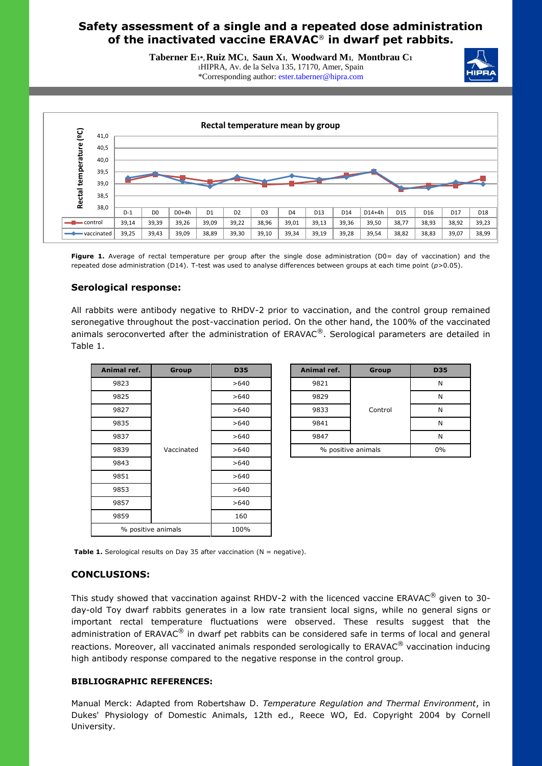Rectal temperature mean by group

Rectal temperature (ºC)

41,0
40,5
40,0
39,5
39,0
38,5
38,0

D-1 D0 D0+4h D1 D2 D3 D4 D13 D14 D14+4h D15 D16 D17 D18

control 39,14 39,39 39,26 39,09 39,22 38,96 39,01 39,13 39,36 39,50 38,77 38,93 38,92 39,23

vaccinated 39,25 39,43 39,09 38,89 39,30 39,10 39,34 39,19 39,28 39,54 38,82 38,83 39,07 38,99

**Figure 1.** Average of rectal temperature per group after the single dose administration (D0= day of vaccination) and the repeated dose administration (D14). T-test was used to analyse differences between groups at each time point ($p$>0.05).

### Serological response:

All rabbits were antibody negative to RHDV-2 prior to vaccination, and the control group remained seronegative throughout the post-vaccination period. On the other hand, the 100% of the vaccinated animals seroconverted after the administration of ERAVAC®. Serological parameters are detailed in Table 1.

| Animal ref. | Group | D35 |
|---|---|---|
| 9823 | Vaccinated | >640 |
| 9825 | | >640 |
| 9827 | | >640 |
| 9835 | | >640 |
| 9837 | | >640 |
| 9839 | | >640 |
| 9843 | | >640 |
| 9851 | | >640 |
| 9853 | | >640 |
| 9857 | | >640 |
| 9859 | | 160 |
| % positive animals | | 100% |

| Animal ref. | Group | D35 |
|---|---|---|
| 9821 | Control | N |
| 9829 | | N |
| 9833 | | N |
| 9841 | | N |
| 9847 | | N |
| % positive animals | | 0% |

**Table 1.** Serological results on Day 35 after vaccination (N = negative).

### CONCLUSIONS:

This study showed that vaccination against RHDV-2 with the licenced vaccine ERAVAC® given to 30-day-old Toy dwarf rabbits generates in a low rate transient local signs, while no general signs or important rectal temperature fluctuations were observed. These results suggest that the administration of ERAVAC® in dwarf pet rabbits can be considered safe in terms of local and general reactions. Moreover, all vaccinated animals responded serologically to ERAVAC® vaccination inducing high antibody response compared to the negative response in the control group.

#### BIBLIOGRAPHIC REFERENCES:

Manual Merck: Adapted from Robertshaw D. *Temperature Regulation and Thermal Environment*, in Dukes' Physiology of Domestic Animals, 12th ed., Reece WO, Ed. Copyright 2004 by Cornell University.